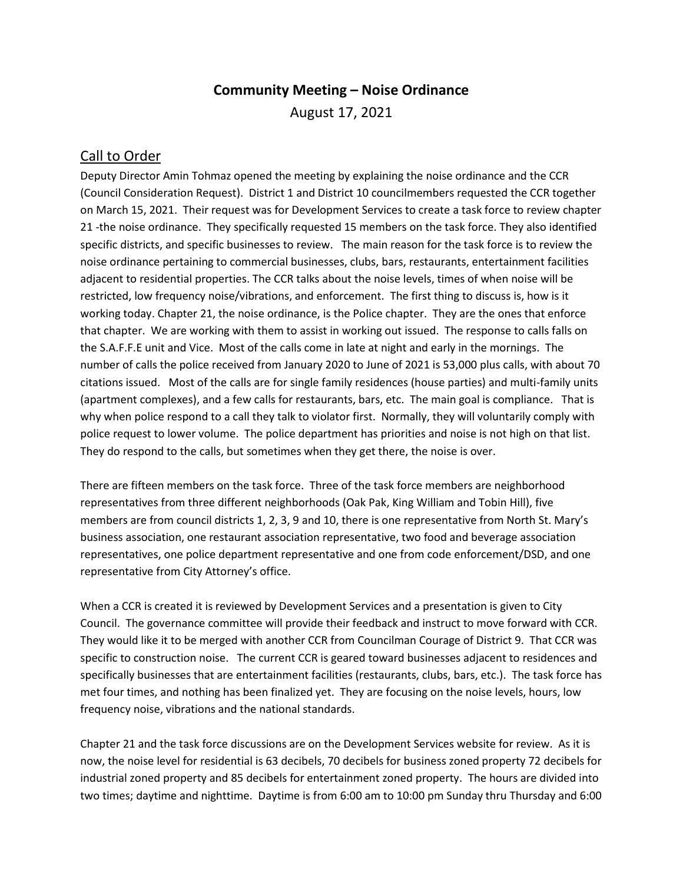# Community Meeting – Noise Ordinance

August 17, 2021

## Call to Order

Deputy Director Amin Tohmaz opened the meeting by explaining the noise ordinance and the CCR (Council Consideration Request). District 1 and District 10 councilmembers requested the CCR together on March 15, 2021. Their request was for Development Services to create a task force to review chapter 21 -the noise ordinance. They specifically requested 15 members on the task force. They also identified specific districts, and specific businesses to review. The main reason for the task force is to review the noise ordinance pertaining to commercial businesses, clubs, bars, restaurants, entertainment facilities adjacent to residential properties. The CCR talks about the noise levels, times of when noise will be restricted, low frequency noise/vibrations, and enforcement. The first thing to discuss is, how is it working today. Chapter 21, the noise ordinance, is the Police chapter. They are the ones that enforce that chapter. We are working with them to assist in working out issued. The response to calls falls on the S.A.F.F.E unit and Vice. Most of the calls come in late at night and early in the mornings. The number of calls the police received from January 2020 to June of 2021 is 53,000 plus calls, with about 70 citations issued. Most of the calls are for single family residences (house parties) and multi-family units (apartment complexes), and a few calls for restaurants, bars, etc. The main goal is compliance. That is why when police respond to a call they talk to violator first. Normally, they will voluntarily comply with police request to lower volume. The police department has priorities and noise is not high on that list. They do respond to the calls, but sometimes when they get there, the noise is over.

There are fifteen members on the task force. Three of the task force members are neighborhood representatives from three different neighborhoods (Oak Pak, King William and Tobin Hill), five members are from council districts 1, 2, 3, 9 and 10, there is one representative from North St. Mary's business association, one restaurant association representative, two food and beverage association representatives, one police department representative and one from code enforcement/DSD, and one representative from City Attorney's office.

When a CCR is created it is reviewed by Development Services and a presentation is given to City Council. The governance committee will provide their feedback and instruct to move forward with CCR. They would like it to be merged with another CCR from Councilman Courage of District 9. That CCR was specific to construction noise. The current CCR is geared toward businesses adjacent to residences and specifically businesses that are entertainment facilities (restaurants, clubs, bars, etc.). The task force has met four times, and nothing has been finalized yet. They are focusing on the noise levels, hours, low frequency noise, vibrations and the national standards.

Chapter 21 and the task force discussions are on the Development Services website for review. As it is now, the noise level for residential is 63 decibels, 70 decibels for business zoned property 72 decibels for industrial zoned property and 85 decibels for entertainment zoned property. The hours are divided into two times; daytime and nighttime. Daytime is from 6:00 am to 10:00 pm Sunday thru Thursday and 6:00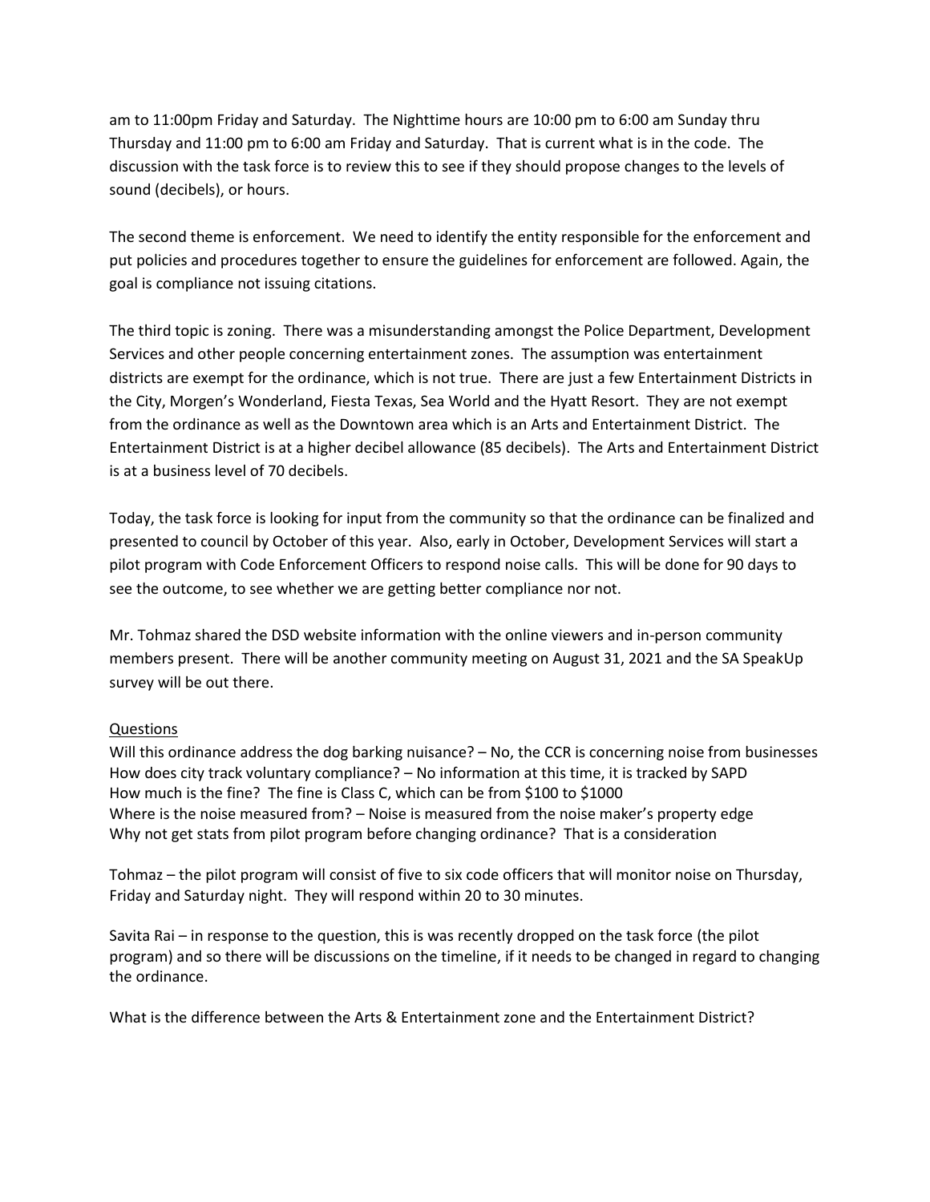am to 11:00pm Friday and Saturday. The Nighttime hours are 10:00 pm to 6:00 am Sunday thru Thursday and 11:00 pm to 6:00 am Friday and Saturday. That is current what is in the code. The discussion with the task force is to review this to see if they should propose changes to the levels of sound (decibels), or hours.

The second theme is enforcement. We need to identify the entity responsible for the enforcement and put policies and procedures together to ensure the guidelines for enforcement are followed. Again, the goal is compliance not issuing citations.

The third topic is zoning. There was a misunderstanding amongst the Police Department, Development Services and other people concerning entertainment zones. The assumption was entertainment districts are exempt for the ordinance, which is not true. There are just a few Entertainment Districts in the City, Morgen's Wonderland, Fiesta Texas, Sea World and the Hyatt Resort. They are not exempt from the ordinance as well as the Downtown area which is an Arts and Entertainment District. The Entertainment District is at a higher decibel allowance (85 decibels). The Arts and Entertainment District is at a business level of 70 decibels.

Today, the task force is looking for input from the community so that the ordinance can be finalized and presented to council by October of this year. Also, early in October, Development Services will start a pilot program with Code Enforcement Officers to respond noise calls. This will be done for 90 days to see the outcome, to see whether we are getting better compliance nor not.

Mr. Tohmaz shared the DSD website information with the online viewers and in-person community members present. There will be another community meeting on August 31, 2021 and the SA SpeakUp survey will be out there.

<u>Questions</u>

Will this ordinance address the dog barking nuisance? – No, the CCR is concerning noise from businesses
How does city track voluntary compliance? – No information at this time, it is tracked by SAPD
How much is the fine? The fine is Class C, which can be from $100 to $1000
Where is the noise measured from? – Noise is measured from the noise maker's property edge
Why not get stats from pilot program before changing ordinance? That is a consideration

Tohmaz – the pilot program will consist of five to six code officers that will monitor noise on Thursday, Friday and Saturday night. They will respond within 20 to 30 minutes.

Savita Rai – in response to the question, this is was recently dropped on the task force (the pilot program) and so there will be discussions on the timeline, if it needs to be changed in regard to changing the ordinance.

What is the difference between the Arts & Entertainment zone and the Entertainment District?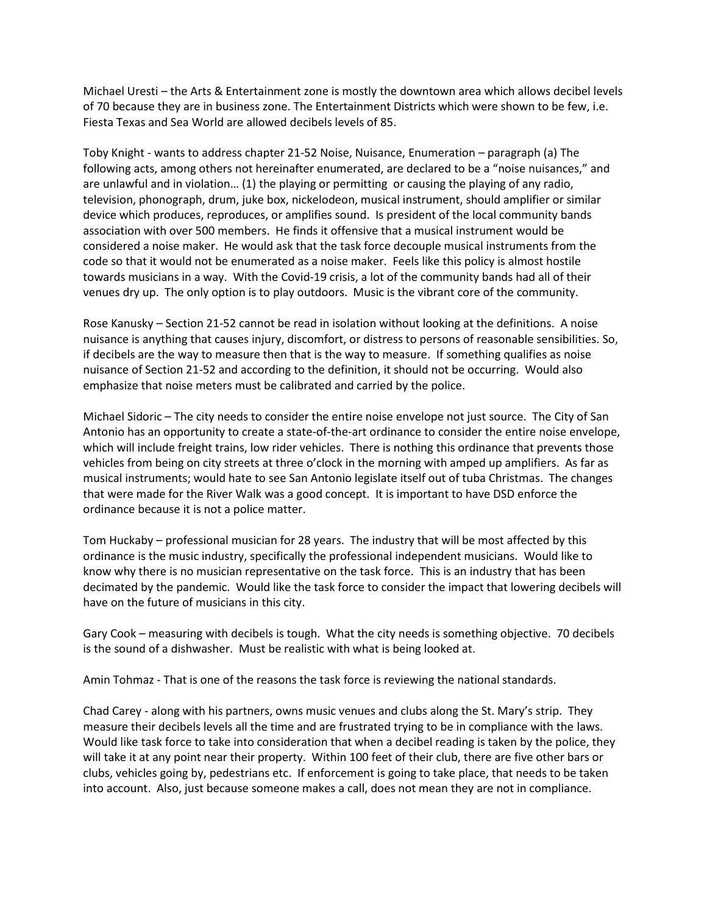Michael Uresti – the Arts & Entertainment zone is mostly the downtown area which allows decibel levels of 70 because they are in business zone. The Entertainment Districts which were shown to be few, i.e. Fiesta Texas and Sea World are allowed decibels levels of 85.

Toby Knight - wants to address chapter 21-52 Noise, Nuisance, Enumeration – paragraph (a) The following acts, among others not hereinafter enumerated, are declared to be a "noise nuisances," and are unlawful and in violation… (1) the playing or permitting or causing the playing of any radio, television, phonograph, drum, juke box, nickelodeon, musical instrument, should amplifier or similar device which produces, reproduces, or amplifies sound. Is president of the local community bands association with over 500 members. He finds it offensive that a musical instrument would be considered a noise maker. He would ask that the task force decouple musical instruments from the code so that it would not be enumerated as a noise maker. Feels like this policy is almost hostile towards musicians in a way. With the Covid-19 crisis, a lot of the community bands had all of their venues dry up. The only option is to play outdoors. Music is the vibrant core of the community.

Rose Kanusky – Section 21-52 cannot be read in isolation without looking at the definitions. A noise nuisance is anything that causes injury, discomfort, or distress to persons of reasonable sensibilities. So, if decibels are the way to measure then that is the way to measure. If something qualifies as noise nuisance of Section 21-52 and according to the definition, it should not be occurring. Would also emphasize that noise meters must be calibrated and carried by the police.

Michael Sidoric – The city needs to consider the entire noise envelope not just source. The City of San Antonio has an opportunity to create a state-of-the-art ordinance to consider the entire noise envelope, which will include freight trains, low rider vehicles. There is nothing this ordinance that prevents those vehicles from being on city streets at three o'clock in the morning with amped up amplifiers. As far as musical instruments; would hate to see San Antonio legislate itself out of tuba Christmas. The changes that were made for the River Walk was a good concept. It is important to have DSD enforce the ordinance because it is not a police matter.

Tom Huckaby – professional musician for 28 years. The industry that will be most affected by this ordinance is the music industry, specifically the professional independent musicians. Would like to know why there is no musician representative on the task force. This is an industry that has been decimated by the pandemic. Would like the task force to consider the impact that lowering decibels will have on the future of musicians in this city.

Gary Cook – measuring with decibels is tough. What the city needs is something objective. 70 decibels is the sound of a dishwasher. Must be realistic with what is being looked at.

Amin Tohmaz - That is one of the reasons the task force is reviewing the national standards.

Chad Carey - along with his partners, owns music venues and clubs along the St. Mary's strip. They measure their decibels levels all the time and are frustrated trying to be in compliance with the laws. Would like task force to take into consideration that when a decibel reading is taken by the police, they will take it at any point near their property. Within 100 feet of their club, there are five other bars or clubs, vehicles going by, pedestrians etc. If enforcement is going to take place, that needs to be taken into account. Also, just because someone makes a call, does not mean they are not in compliance.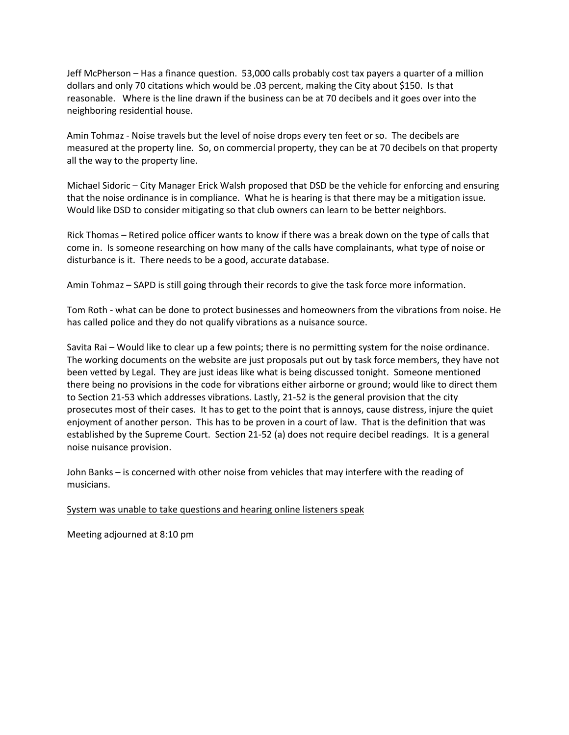Jeff McPherson – Has a finance question. 53,000 calls probably cost tax payers a quarter of a million dollars and only 70 citations which would be .03 percent, making the City about $150. Is that reasonable. Where is the line drawn if the business can be at 70 decibels and it goes over into the neighboring residential house.

Amin Tohmaz - Noise travels but the level of noise drops every ten feet or so. The decibels are measured at the property line. So, on commercial property, they can be at 70 decibels on that property all the way to the property line.

Michael Sidoric – City Manager Erick Walsh proposed that DSD be the vehicle for enforcing and ensuring that the noise ordinance is in compliance. What he is hearing is that there may be a mitigation issue. Would like DSD to consider mitigating so that club owners can learn to be better neighbors.

Rick Thomas – Retired police officer wants to know if there was a break down on the type of calls that come in. Is someone researching on how many of the calls have complainants, what type of noise or disturbance is it. There needs to be a good, accurate database.

Amin Tohmaz – SAPD is still going through their records to give the task force more information.

Tom Roth - what can be done to protect businesses and homeowners from the vibrations from noise. He has called police and they do not qualify vibrations as a nuisance source.

Savita Rai – Would like to clear up a few points; there is no permitting system for the noise ordinance. The working documents on the website are just proposals put out by task force members, they have not been vetted by Legal. They are just ideas like what is being discussed tonight. Someone mentioned there being no provisions in the code for vibrations either airborne or ground; would like to direct them to Section 21-53 which addresses vibrations. Lastly, 21-52 is the general provision that the city prosecutes most of their cases. It has to get to the point that is annoys, cause distress, injure the quiet enjoyment of another person. This has to be proven in a court of law. That is the definition that was established by the Supreme Court. Section 21-52 (a) does not require decibel readings. It is a general noise nuisance provision.

John Banks – is concerned with other noise from vehicles that may interfere with the reading of musicians.

<u>System was unable to take questions and hearing online listeners speak</u>

Meeting adjourned at 8:10 pm